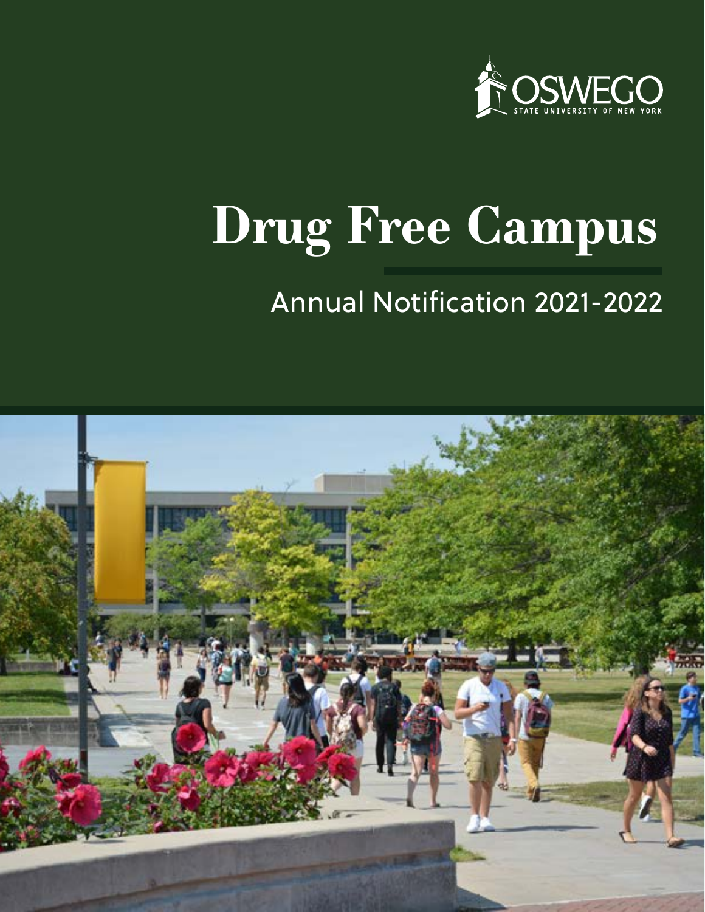OSWEGO

STATE UNIVERSITY OF NEW YORK

# Drug Free Campus

## Annual Notification 2021-2022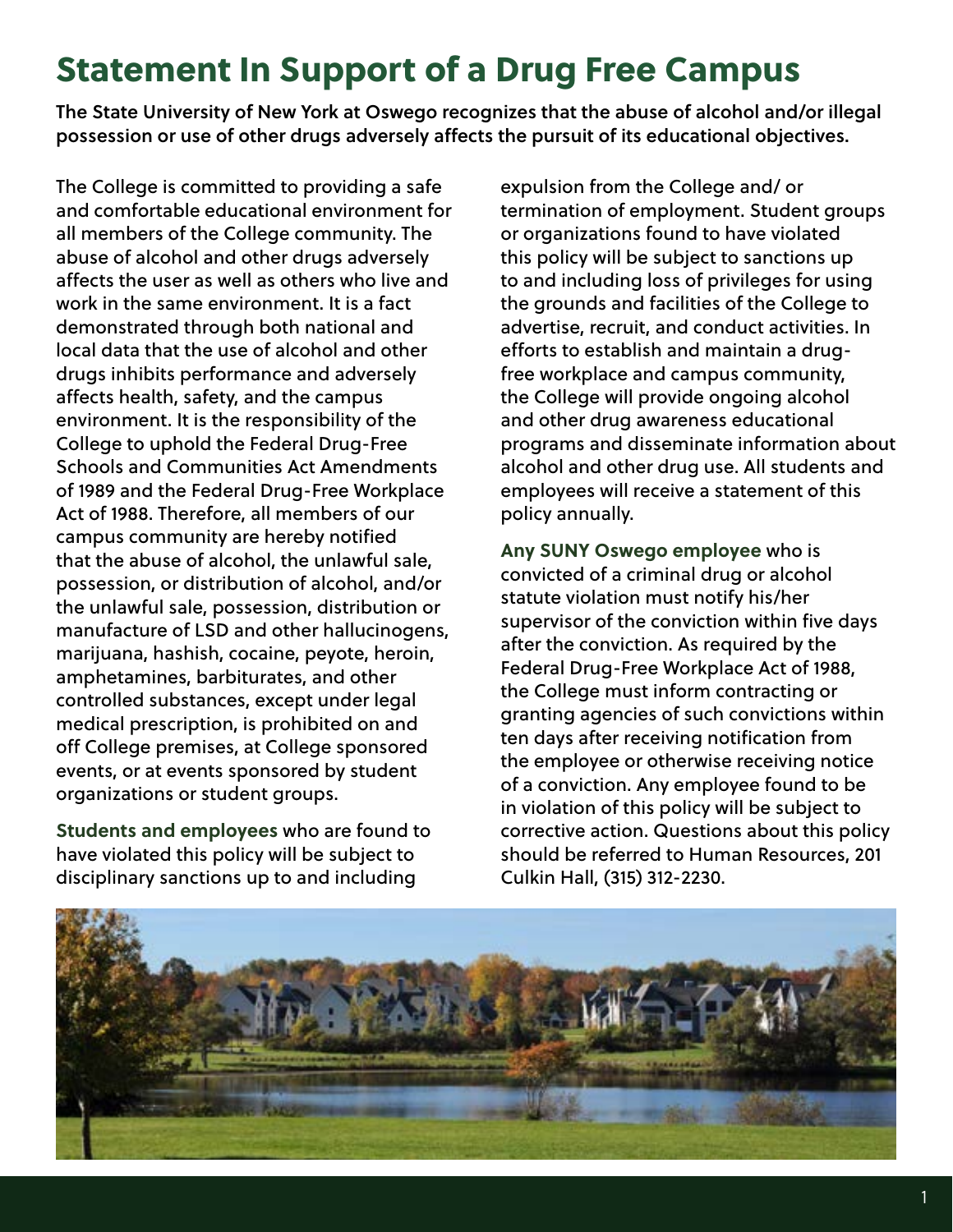# Statement In Support of a Drug Free Campus

**The State University of New York at Oswego recognizes that the abuse of alcohol and/or illegal possession or use of other drugs adversely affects the pursuit of its educational objectives.**

The College is committed to providing a safe and comfortable educational environment for all members of the College community. The abuse of alcohol and other drugs adversely affects the user as well as others who live and work in the same environment. It is a fact demonstrated through both national and local data that the use of alcohol and other drugs inhibits performance and adversely affects health, safety, and the campus environment. It is the responsibility of the College to uphold the Federal Drug-Free Schools and Communities Act Amendments of 1989 and the Federal Drug-Free Workplace Act of 1988. Therefore, all members of our campus community are hereby notified that the abuse of alcohol, the unlawful sale, possession, or distribution of alcohol, and/or the unlawful sale, possession, distribution or manufacture of LSD and other hallucinogens, marijuana, hashish, cocaine, peyote, heroin, amphetamines, barbiturates, and other controlled substances, except under legal medical prescription, is prohibited on and off College premises, at College sponsored events, or at events sponsored by student organizations or student groups.

**Students and employees** who are found to have violated this policy will be subject to disciplinary sanctions up to and including expulsion from the College and/ or termination of employment. Student groups or organizations found to have violated this policy will be subject to sanctions up to and including loss of privileges for using the grounds and facilities of the College to advertise, recruit, and conduct activities. In efforts to establish and maintain a drug-free workplace and campus community, the College will provide ongoing alcohol and other drug awareness educational programs and disseminate information about alcohol and other drug use. All students and employees will receive a statement of this policy annually.

**Any SUNY Oswego employee** who is convicted of a criminal drug or alcohol statute violation must notify his/her supervisor of the conviction within five days after the conviction. As required by the Federal Drug-Free Workplace Act of 1988, the College must inform contracting or granting agencies of such convictions within ten days after receiving notification from the employee or otherwise receiving notice of a conviction. Any employee found to be in violation of this policy will be subject to corrective action. Questions about this policy should be referred to Human Resources, 201 Culkin Hall, (315) 312-2230.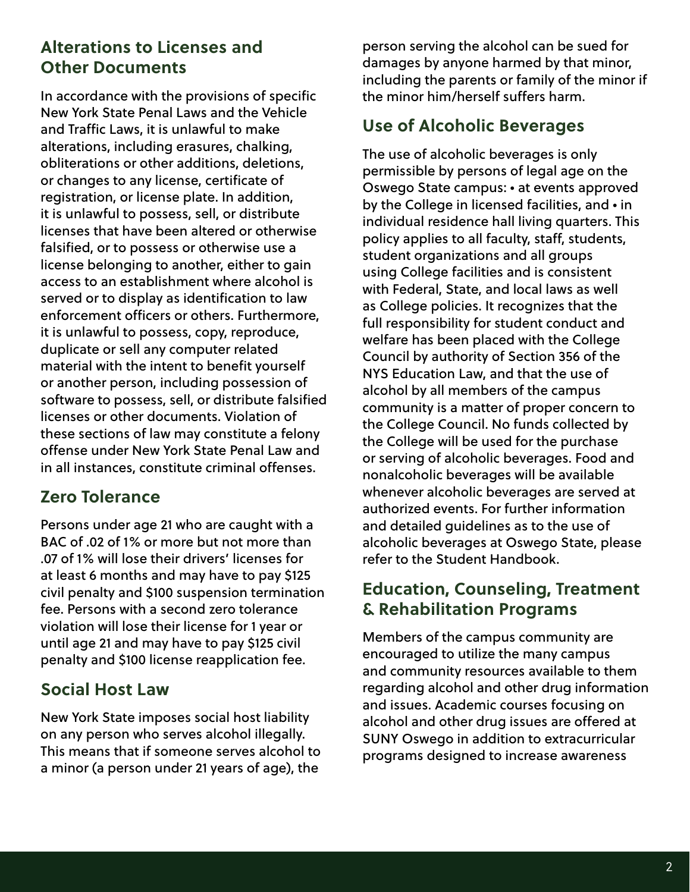## Alterations to Licenses and Other Documents

In accordance with the provisions of specific New York State Penal Laws and the Vehicle and Traffic Laws, it is unlawful to make alterations, including erasures, chalking, obliterations or other additions, deletions, or changes to any license, certificate of registration, or license plate. In addition, it is unlawful to possess, sell, or distribute licenses that have been altered or otherwise falsified, or to possess or otherwise use a license belonging to another, either to gain access to an establishment where alcohol is served or to display as identification to law enforcement officers or others. Furthermore, it is unlawful to possess, copy, reproduce, duplicate or sell any computer related material with the intent to benefit yourself or another person, including possession of software to possess, sell, or distribute falsified licenses or other documents. Violation of these sections of law may constitute a felony offense under New York State Penal Law and in all instances, constitute criminal offenses.

## Zero Tolerance

Persons under age 21 who are caught with a BAC of .02 of 1% or more but not more than .07 of 1% will lose their drivers' licenses for at least 6 months and may have to pay $125 civil penalty and $100 suspension termination fee. Persons with a second zero tolerance violation will lose their license for 1 year or until age 21 and may have to pay $125 civil penalty and $100 license reapplication fee.

## Social Host Law

New York State imposes social host liability on any person who serves alcohol illegally. This means that if someone serves alcohol to a minor (a person under 21 years of age), the person serving the alcohol can be sued for damages by anyone harmed by that minor, including the parents or family of the minor if the minor him/herself suffers harm.

## Use of Alcoholic Beverages

The use of alcoholic beverages is only permissible by persons of legal age on the Oswego State campus: • at events approved by the College in licensed facilities, and • in individual residence hall living quarters. This policy applies to all faculty, staff, students, student organizations and all groups using College facilities and is consistent with Federal, State, and local laws as well as College policies. It recognizes that the full responsibility for student conduct and welfare has been placed with the College Council by authority of Section 356 of the NYS Education Law, and that the use of alcohol by all members of the campus community is a matter of proper concern to the College Council. No funds collected by the College will be used for the purchase or serving of alcoholic beverages. Food and nonalcoholic beverages will be available whenever alcoholic beverages are served at authorized events. For further information and detailed guidelines as to the use of alcoholic beverages at Oswego State, please refer to the Student Handbook.

## Education, Counseling, Treatment & Rehabilitation Programs

Members of the campus community are encouraged to utilize the many campus and community resources available to them regarding alcohol and other drug information and issues. Academic courses focusing on alcohol and other drug issues are offered at SUNY Oswego in addition to extracurricular programs designed to increase awareness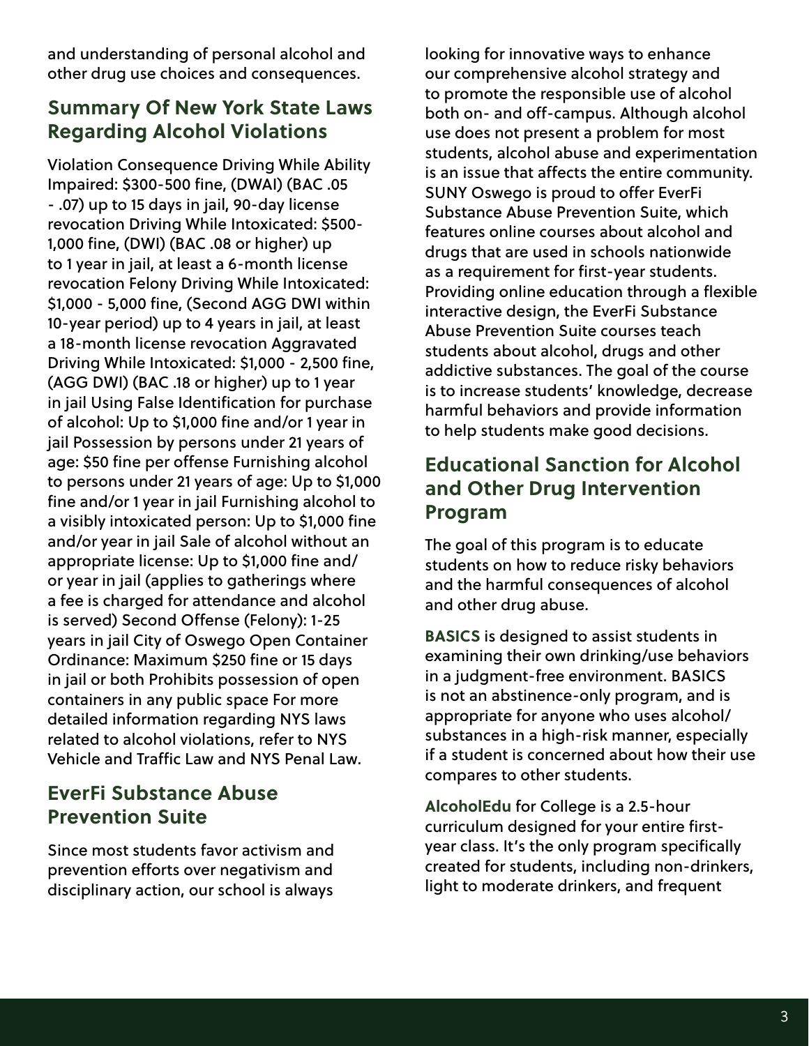and understanding of personal alcohol and other drug use choices and consequences.

## Summary Of New York State Laws Regarding Alcohol Violations

Violation Consequence Driving While Ability Impaired: $300-500 fine, (DWAI) (BAC .05 - .07) up to 15 days in jail, 90-day license revocation Driving While Intoxicated: $500-1,000 fine, (DWI) (BAC .08 or higher) up to 1 year in jail, at least a 6-month license revocation Felony Driving While Intoxicated: $1,000 - 5,000 fine, (Second AGG DWI within 10-year period) up to 4 years in jail, at least a 18-month license revocation Aggravated Driving While Intoxicated: $1,000 - 2,500 fine, (AGG DWI) (BAC .18 or higher) up to 1 year in jail Using False Identification for purchase of alcohol: Up to $1,000 fine and/or 1 year in jail Possession by persons under 21 years of age: $50 fine per offense Furnishing alcohol to persons under 21 years of age: Up to $1,000 fine and/or 1 year in jail Furnishing alcohol to a visibly intoxicated person: Up to $1,000 fine and/or year in jail Sale of alcohol without an appropriate license: Up to $1,000 fine and/or year in jail (applies to gatherings where a fee is charged for attendance and alcohol is served) Second Offense (Felony): 1-25 years in jail City of Oswego Open Container Ordinance: Maximum $250 fine or 15 days in jail or both Prohibits possession of open containers in any public space For more detailed information regarding NYS laws related to alcohol violations, refer to NYS Vehicle and Traffic Law and NYS Penal Law.

## EverFi Substance Abuse Prevention Suite

Since most students favor activism and prevention efforts over negativism and disciplinary action, our school is always looking for innovative ways to enhance our comprehensive alcohol strategy and to promote the responsible use of alcohol both on- and off-campus. Although alcohol use does not present a problem for most students, alcohol abuse and experimentation is an issue that affects the entire community. SUNY Oswego is proud to offer EverFi Substance Abuse Prevention Suite, which features online courses about alcohol and drugs that are used in schools nationwide as a requirement for first-year students. Providing online education through a flexible interactive design, the EverFi Substance Abuse Prevention Suite courses teach students about alcohol, drugs and other addictive substances. The goal of the course is to increase students' knowledge, decrease harmful behaviors and provide information to help students make good decisions.

## Educational Sanction for Alcohol and Other Drug Intervention Program

The goal of this program is to educate students on how to reduce risky behaviors and the harmful consequences of alcohol and other drug abuse.

**BASICS** is designed to assist students in examining their own drinking/use behaviors in a judgment-free environment. BASICS is not an abstinence-only program, and is appropriate for anyone who uses alcohol/substances in a high-risk manner, especially if a student is concerned about how their use compares to other students.

**AlcoholEdu** for College is a 2.5-hour curriculum designed for your entire first-year class. It's the only program specifically created for students, including non-drinkers, light to moderate drinkers, and frequent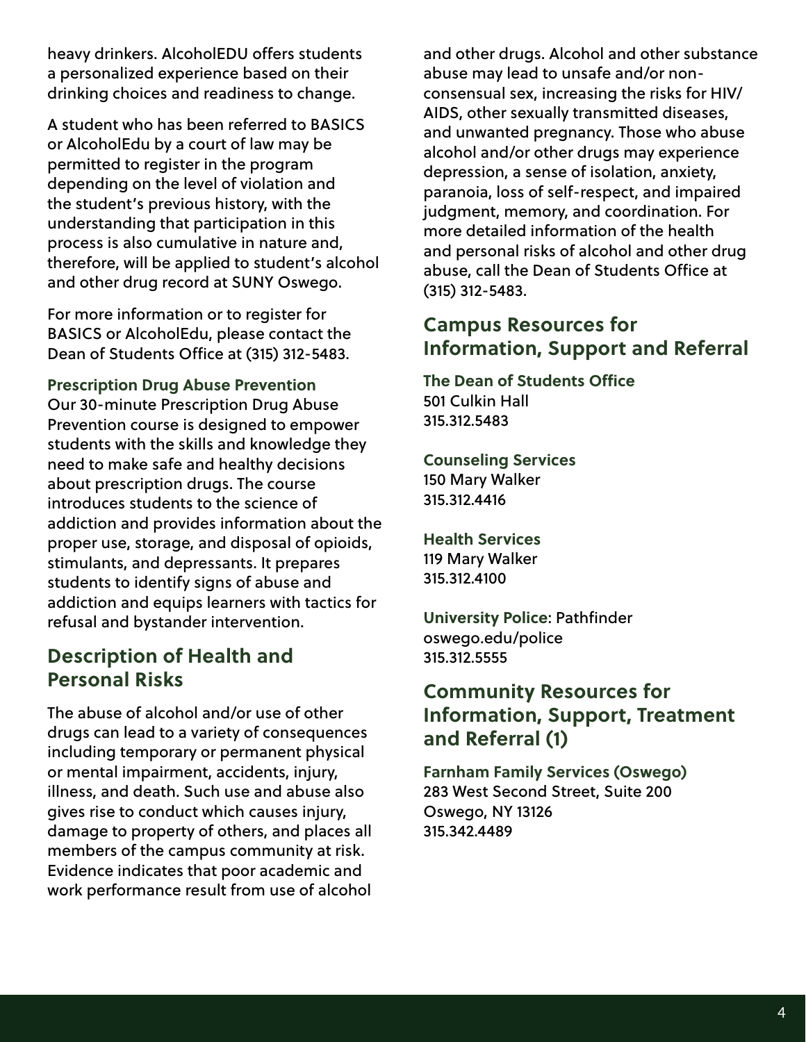heavy drinkers. AlcoholEDU offers students a personalized experience based on their drinking choices and readiness to change.

A student who has been referred to BASICS or AlcoholEdu by a court of law may be permitted to register in the program depending on the level of violation and the student's previous history, with the understanding that participation in this process is also cumulative in nature and, therefore, will be applied to student's alcohol and other drug record at SUNY Oswego.

For more information or to register for BASICS or AlcoholEdu, please contact the Dean of Students Office at (315) 312-5483.

### Prescription Drug Abuse Prevention

Our 30-minute Prescription Drug Abuse Prevention course is designed to empower students with the skills and knowledge they need to make safe and healthy decisions about prescription drugs. The course introduces students to the science of addiction and provides information about the proper use, storage, and disposal of opioids, stimulants, and depressants. It prepares students to identify signs of abuse and addiction and equips learners with tactics for refusal and bystander intervention.

## Description of Health and Personal Risks

The abuse of alcohol and/or use of other drugs can lead to a variety of consequences including temporary or permanent physical or mental impairment, accidents, injury, illness, and death. Such use and abuse also gives rise to conduct which causes injury, damage to property of others, and places all members of the campus community at risk. Evidence indicates that poor academic and work performance result from use of alcohol and other drugs. Alcohol and other substance abuse may lead to unsafe and/or non-consensual sex, increasing the risks for HIV/AIDS, other sexually transmitted diseases, and unwanted pregnancy. Those who abuse alcohol and/or other drugs may experience depression, a sense of isolation, anxiety, paranoia, loss of self-respect, and impaired judgment, memory, and coordination. For more detailed information of the health and personal risks of alcohol and other drug abuse, call the Dean of Students Office at (315) 312-5483.

## Campus Resources for Information, Support and Referral

**The Dean of Students Office**
501 Culkin Hall
315.312.5483

**Counseling Services**
150 Mary Walker
315.312.4416

**Health Services**
119 Mary Walker
315.312.4100

**University Police**: Pathfinder
oswego.edu/police
315.312.5555

## Community Resources for Information, Support, Treatment and Referral (1)

**Farnham Family Services (Oswego)**
283 West Second Street, Suite 200
Oswego, NY 13126
315.342.4489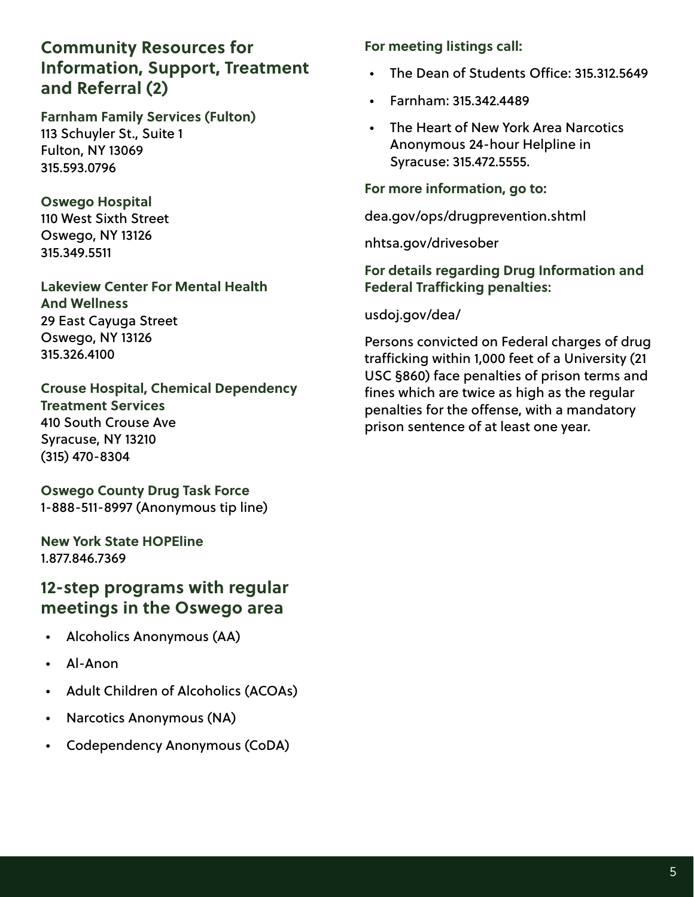## Community Resources for Information, Support, Treatment and Referral (2)

**Farnham Family Services (Fulton)**
113 Schuyler St., Suite 1
Fulton, NY 13069
315.593.0796

**Oswego Hospital**
110 West Sixth Street
Oswego, NY 13126
315.349.5511

**Lakeview Center For Mental Health And Wellness**
29 East Cayuga Street
Oswego, NY 13126
315.326.4100

**Crouse Hospital, Chemical Dependency Treatment Services**
410 South Crouse Ave
Syracuse, NY 13210
(315) 470-8304

**Oswego County Drug Task Force**
1-888-511-8997 (Anonymous tip line)

**New York State HOPEline**
1.877.846.7369

## 12-step programs with regular meetings in the Oswego area

- Alcoholics Anonymous (AA)
- Al-Anon
- Adult Children of Alcoholics (ACOAs)
- Narcotics Anonymous (NA)
- Codependency Anonymous (CoDA)

**For meeting listings call:**

- The Dean of Students Office: 315.312.5649
- Farnham: 315.342.4489
- The Heart of New York Area Narcotics Anonymous 24-hour Helpline in Syracuse: 315.472.5555.

**For more information, go to:**

dea.gov/ops/drugprevention.shtml

nhtsa.gov/drivesober

**For details regarding Drug Information and Federal Trafficking penalties**:

usdoj.gov/dea/

Persons convicted on Federal charges of drug trafficking within 1,000 feet of a University (21 USC §860) face penalties of prison terms and fines which are twice as high as the regular penalties for the offense, with a mandatory prison sentence of at least one year.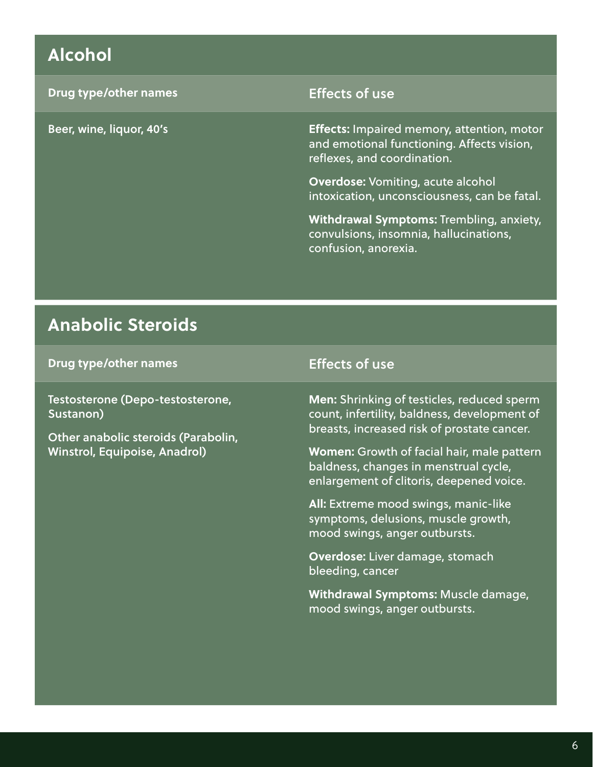## Alcohol

| Drug type/other names | Effects of use |
| --- | --- |
| Beer, wine, liquor, 40's | **Effects:** Impaired memory, attention, motor and emotional functioning. Affects vision, reflexes, and coordination.<br><br>**Overdose:** Vomiting, acute alcohol intoxication, unconsciousness, can be fatal.<br><br>**Withdrawal Symptoms:** Trembling, anxiety, convulsions, insomnia, hallucinations, confusion, anorexia. |

## Anabolic Steroids

| Drug type/other names | Effects of use |
| --- | --- |
| Testosterone (Depo-testosterone, Sustanon)<br><br>Other anabolic steroids (Parabolin, Winstrol, Equipoise, Anadrol) | **Men:** Shrinking of testicles, reduced sperm count, infertility, baldness, development of breasts, increased risk of prostate cancer.<br><br>**Women:** Growth of facial hair, male pattern baldness, changes in menstrual cycle, enlargement of clitoris, deepened voice.<br><br>**All:** Extreme mood swings, manic-like symptoms, delusions, muscle growth, mood swings, anger outbursts.<br><br>**Overdose:** Liver damage, stomach bleeding, cancer<br><br>**Withdrawal Symptoms:** Muscle damage, mood swings, anger outbursts. |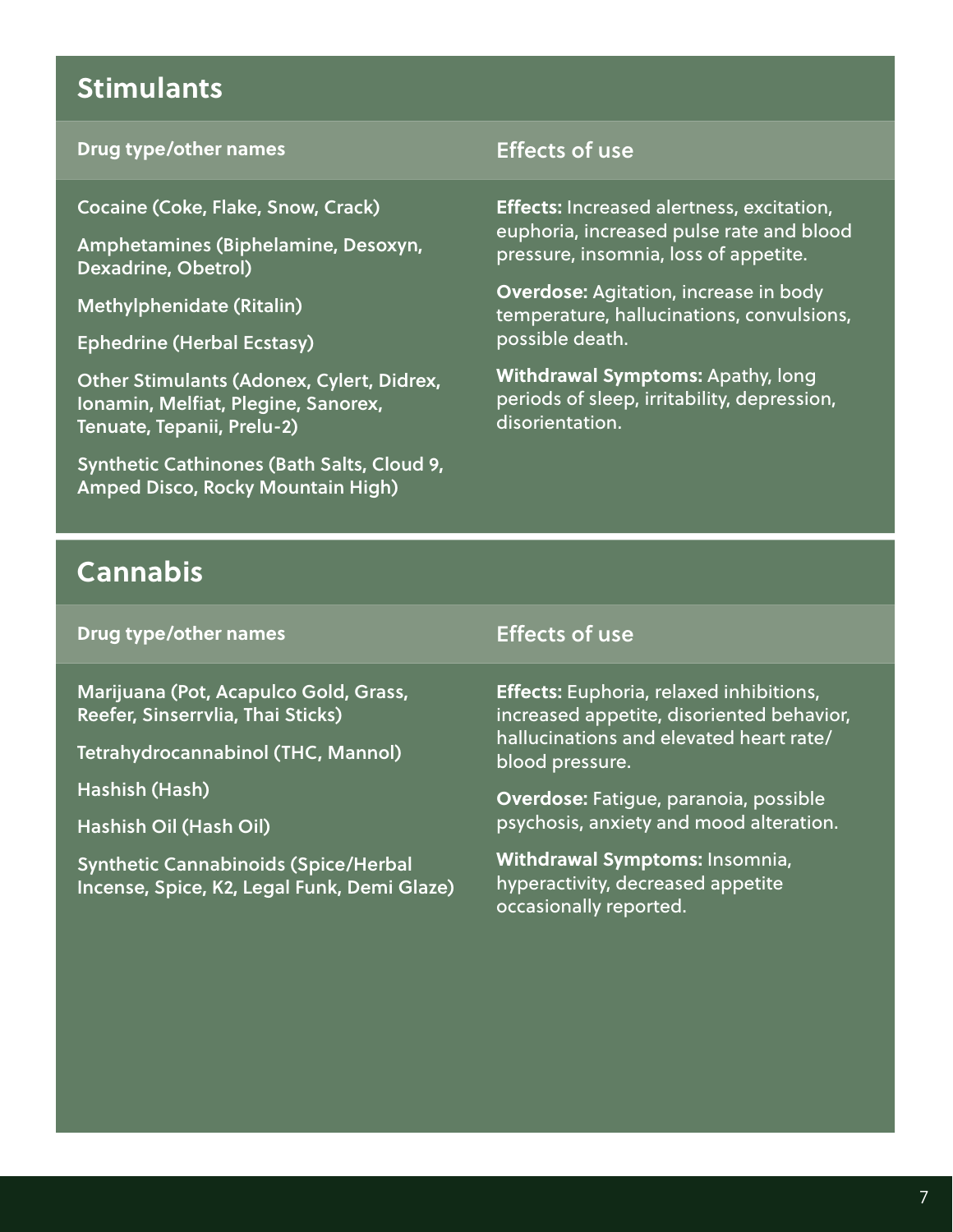## Stimulants

| Drug type/other names | Effects of use |
|---|---|
| Cocaine (Coke, Flake, Snow, Crack)<br><br>Amphetamines (Biphelamine, Desoxyn, Dexadrine, Obetrol)<br><br>Methylphenidate (Ritalin)<br><br>Ephedrine (Herbal Ecstasy)<br><br>Other Stimulants (Adonex, Cylert, Didrex, Ionamin, Melfiat, Plegine, Sanorex, Tenuate, Tepanii, Prelu-2)<br><br>Synthetic Cathinones (Bath Salts, Cloud 9, Amped Disco, Rocky Mountain High) | **Effects:** Increased alertness, excitation, euphoria, increased pulse rate and blood pressure, insomnia, loss of appetite.<br><br>**Overdose:** Agitation, increase in body temperature, hallucinations, convulsions, possible death.<br><br>**Withdrawal Symptoms:** Apathy, long periods of sleep, irritability, depression, disorientation. |

## Cannabis

| Drug type/other names | Effects of use |
|---|---|
| Marijuana (Pot, Acapulco Gold, Grass, Reefer, Sinserrvlia, Thai Sticks)<br><br>Tetrahydrocannabinol (THC, Mannol)<br><br>Hashish (Hash)<br><br>Hashish Oil (Hash Oil)<br><br>Synthetic Cannabinoids (Spice/Herbal Incense, Spice, K2, Legal Funk, Demi Glaze) | **Effects:** Euphoria, relaxed inhibitions, increased appetite, disoriented behavior, hallucinations and elevated heart rate/ blood pressure.<br><br>**Overdose:** Fatigue, paranoia, possible psychosis, anxiety and mood alteration.<br><br>**Withdrawal Symptoms:** Insomnia, hyperactivity, decreased appetite occasionally reported. |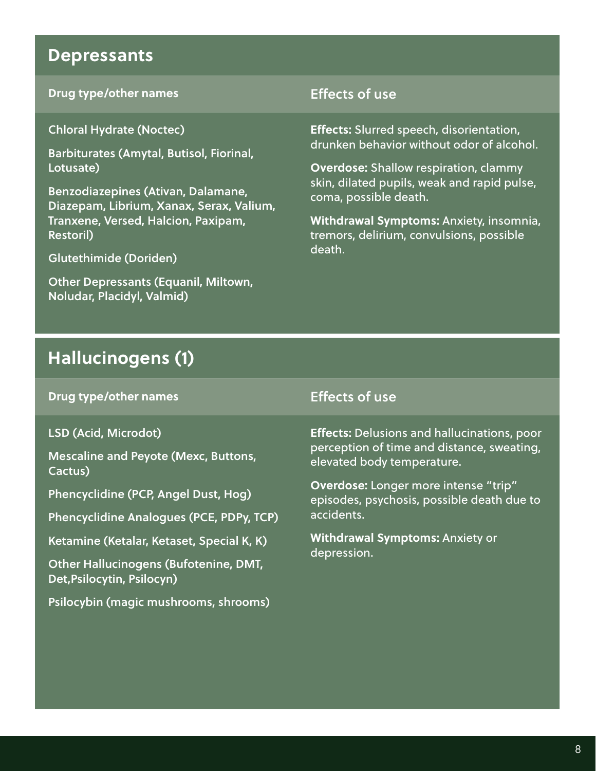## Depressants

| Drug type/other names | Effects of use |
|---|---|
| Chloral Hydrate (Noctec)<br><br>Barbiturates (Amytal, Butisol, Fiorinal, Lotusate)<br><br>Benzodiazepines (Ativan, Dalamane, Diazepam, Librium, Xanax, Serax, Valium, Tranxene, Versed, Halcion, Paxipam, Restoril)<br><br>Glutethimide (Doriden)<br><br>Other Depressants (Equanil, Miltown, Noludar, Placidyl, Valmid) | **Effects:** Slurred speech, disorientation, drunken behavior without odor of alcohol.<br><br>**Overdose:** Shallow respiration, clammy skin, dilated pupils, weak and rapid pulse, coma, possible death.<br><br>**Withdrawal Symptoms:** Anxiety, insomnia, tremors, delirium, convulsions, possible death. |

## Hallucinogens (1)

| Drug type/other names | Effects of use |
|---|---|
| LSD (Acid, Microdot)<br><br>Mescaline and Peyote (Mexc, Buttons, Cactus)<br><br>Phencyclidine (PCP, Angel Dust, Hog)<br><br>Phencyclidine Analogues (PCE, PDPy, TCP)<br><br>Ketamine (Ketalar, Ketaset, Special K, K)<br><br>Other Hallucinogens (Bufotenine, DMT, Det,Psilocytin, Psilocyn)<br><br>Psilocybin (magic mushrooms, shrooms) | **Effects:** Delusions and hallucinations, poor perception of time and distance, sweating, elevated body temperature.<br><br>**Overdose:** Longer more intense "trip" episodes, psychosis, possible death due to accidents.<br><br>**Withdrawal Symptoms:** Anxiety or depression. |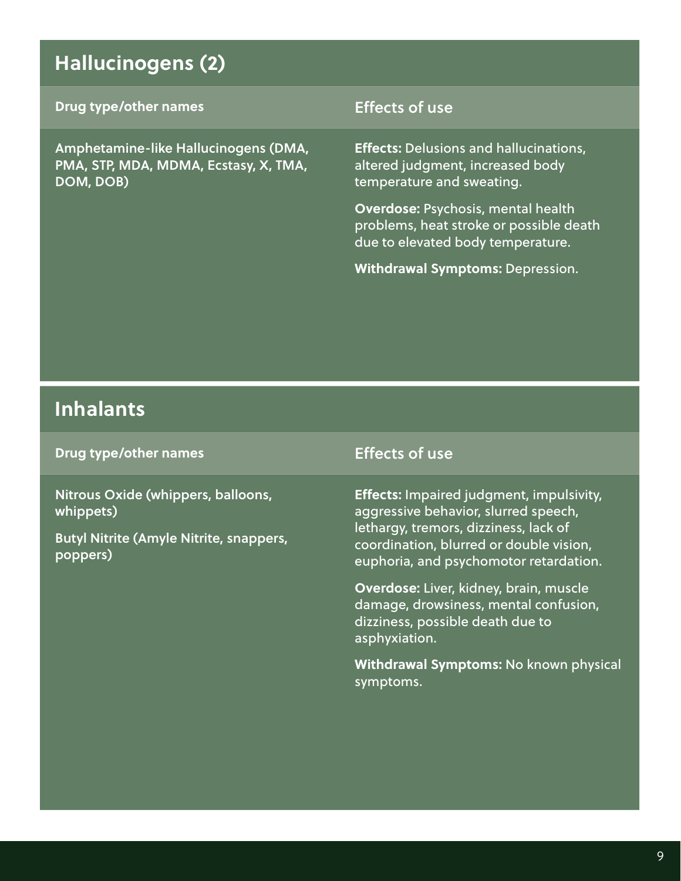## Hallucinogens (2)

| Drug type/other names | Effects of use |
| --- | --- |
| **Amphetamine-like Hallucinogens (DMA, PMA, STP, MDA, MDMA, Ecstasy, X, TMA, DOM, DOB)** | **Effects:** Delusions and hallucinations, altered judgment, increased body temperature and sweating.<br><br>**Overdose:** Psychosis, mental health problems, heat stroke or possible death due to elevated body temperature.<br><br>**Withdrawal Symptoms:** Depression. |

## Inhalants

| Drug type/other names | Effects of use |
| --- | --- |
| **Nitrous Oxide (whippers, balloons, whippets)**<br><br>**Butyl Nitrite (Amyle Nitrite, snappers, poppers)** | **Effects:** Impaired judgment, impulsivity, aggressive behavior, slurred speech, lethargy, tremors, dizziness, lack of coordination, blurred or double vision, euphoria, and psychomotor retardation.<br><br>**Overdose:** Liver, kidney, brain, muscle damage, drowsiness, mental confusion, dizziness, possible death due to asphyxiation.<br><br>**Withdrawal Symptoms:** No known physical symptoms. |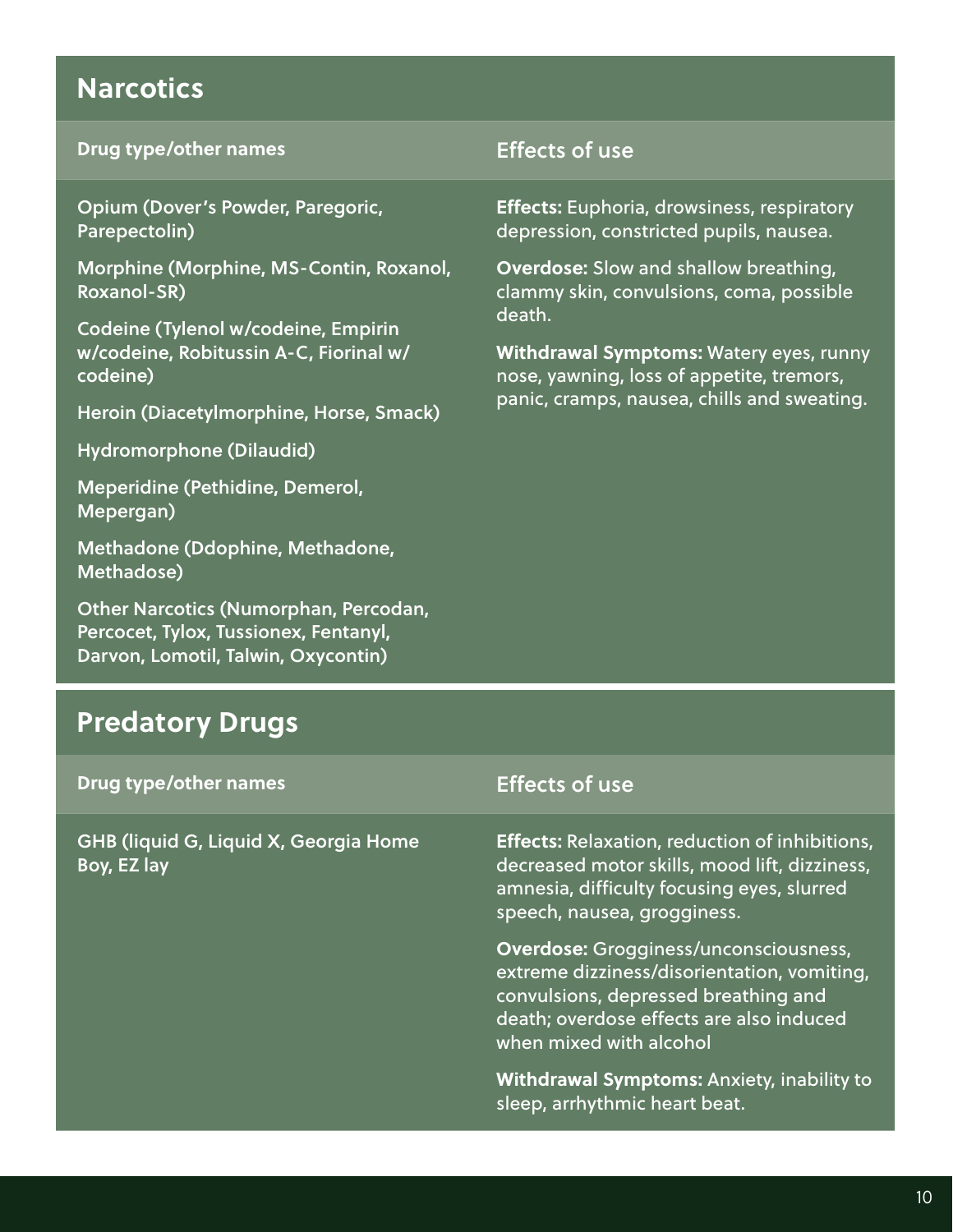## Narcotics

| Drug type/other names | Effects of use |
| --- | --- |
| Opium (Dover's Powder, Paregoric, Parepectolin)<br><br>Morphine (Morphine, MS-Contin, Roxanol, Roxanol-SR)<br><br>Codeine (Tylenol w/codeine, Empirin w/codeine, Robitussin A-C, Fiorinal w/ codeine)<br><br>Heroin (Diacetylmorphine, Horse, Smack)<br><br>Hydromorphone (Dilaudid)<br><br>Meperidine (Pethidine, Demerol, Mepergan)<br><br>Methadone (Ddophine, Methadone, Methadose)<br><br>Other Narcotics (Numorphan, Percodan, Percocet, Tylox, Tussionex, Fentanyl, Darvon, Lomotil, Talwin, Oxycontin) | **Effects:** Euphoria, drowsiness, respiratory depression, constricted pupils, nausea.<br><br>**Overdose:** Slow and shallow breathing, clammy skin, convulsions, coma, possible death.<br><br>**Withdrawal Symptoms:** Watery eyes, runny nose, yawning, loss of appetite, tremors, panic, cramps, nausea, chills and sweating. |

## Predatory Drugs

| Drug type/other names | Effects of use |
| --- | --- |
| GHB (liquid G, Liquid X, Georgia Home Boy, EZ lay | **Effects:** Relaxation, reduction of inhibitions, decreased motor skills, mood lift, dizziness, amnesia, difficulty focusing eyes, slurred speech, nausea, grogginess.<br><br>**Overdose:** Grogginess/unconsciousness, extreme dizziness/disorientation, vomiting, convulsions, depressed breathing and death; overdose effects are also induced when mixed with alcohol<br><br>**Withdrawal Symptoms:** Anxiety, inability to sleep, arrhythmic heart beat. |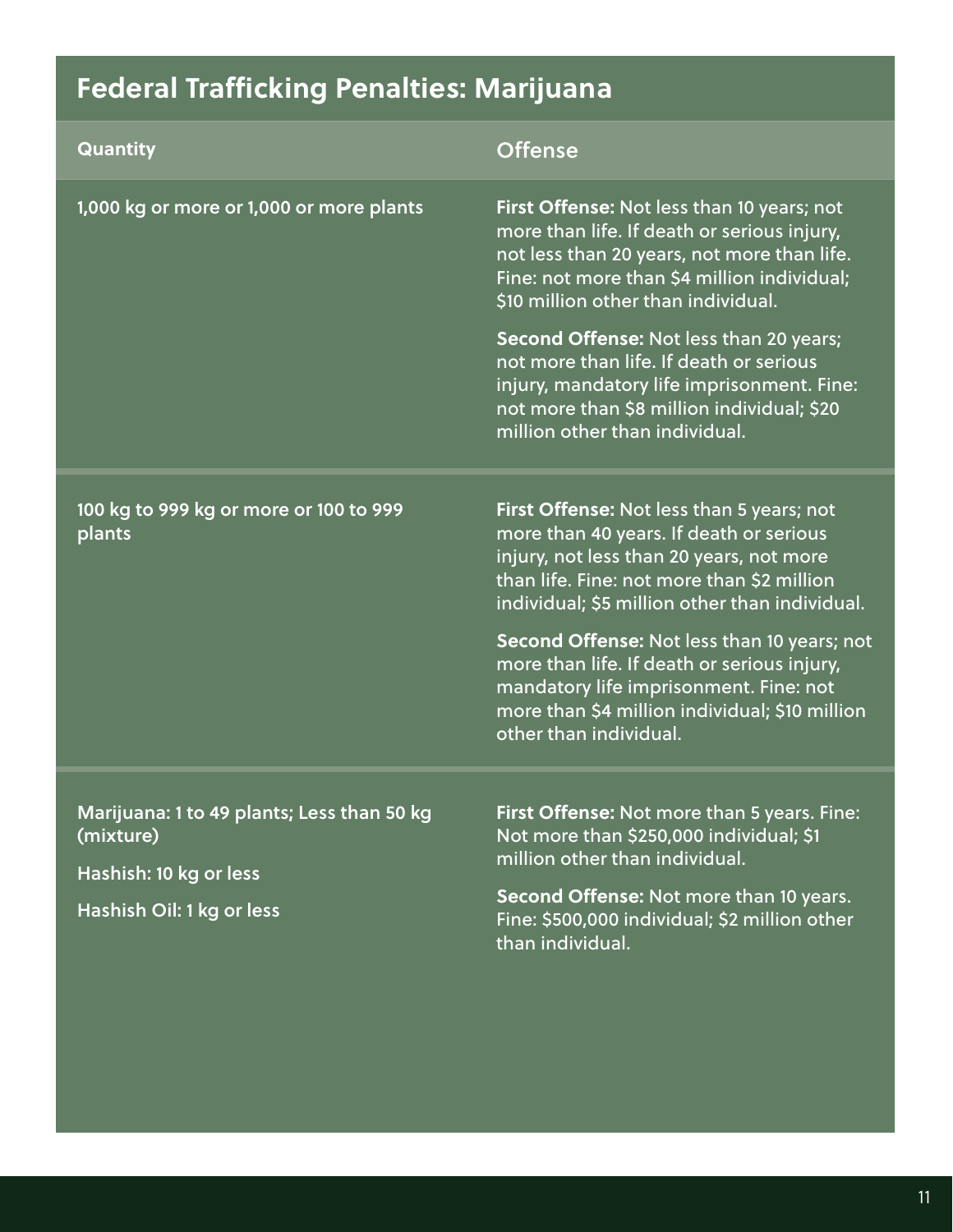## Federal Trafficking Penalties: Marijuana

| Quantity | Offense |
|---|---|
| 1,000 kg or more or 1,000 or more plants | **First Offense:** Not less than 10 years; not more than life. If death or serious injury, not less than 20 years, not more than life. Fine: not more than $4 million individual; $10 million other than individual.<br><br>**Second Offense:** Not less than 20 years; not more than life. If death or serious injury, mandatory life imprisonment. Fine: not more than $8 million individual; $20 million other than individual. |
| 100 kg to 999 kg or more or 100 to 999 plants | **First Offense:** Not less than 5 years; not more than 40 years. If death or serious injury, not less than 20 years, not more than life. Fine: not more than $2 million individual; $5 million other than individual.<br><br>**Second Offense:** Not less than 10 years; not more than life. If death or serious injury, mandatory life imprisonment. Fine: not more than $4 million individual; $10 million other than individual. |
| Marijuana: 1 to 49 plants; Less than 50 kg (mixture)<br><br>Hashish: 10 kg or less<br><br>Hashish Oil: 1 kg or less | **First Offense:** Not more than 5 years. Fine: Not more than $250,000 individual; $1 million other than individual.<br><br>**Second Offense:** Not more than 10 years. Fine: $500,000 individual; $2 million other than individual. |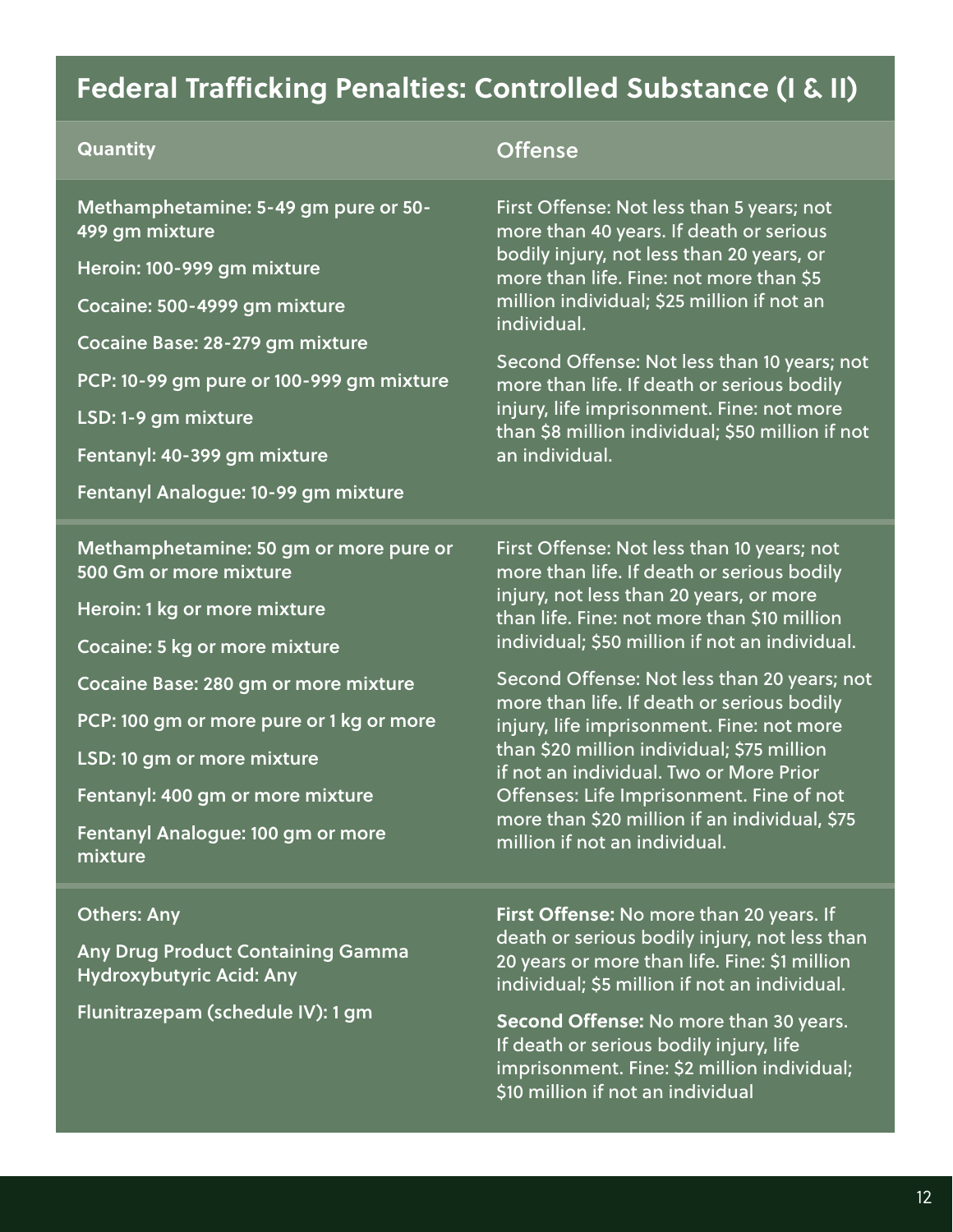## Federal Trafficking Penalties: Controlled Substance (I & II)

| Quantity | Offense |
| --- | --- |
| Methamphetamine: 5-49 gm pure or 50-499 gm mixture<br>Heroin: 100-999 gm mixture<br>Cocaine: 500-4999 gm mixture<br>Cocaine Base: 28-279 gm mixture<br>PCP: 10-99 gm pure or 100-999 gm mixture<br>LSD: 1-9 gm mixture<br>Fentanyl: 40-399 gm mixture<br>Fentanyl Analogue: 10-99 gm mixture | First Offense: Not less than 5 years; not more than 40 years. If death or serious bodily injury, not less than 20 years, or more than life. Fine: not more than $5 million individual; $25 million if not an individual.<br><br>Second Offense: Not less than 10 years; not more than life. If death or serious bodily injury, life imprisonment. Fine: not more than $8 million individual; $50 million if not an individual. |
| Methamphetamine: 50 gm or more pure or 500 Gm or more mixture<br>Heroin: 1 kg or more mixture<br>Cocaine: 5 kg or more mixture<br>Cocaine Base: 280 gm or more mixture<br>PCP: 100 gm or more pure or 1 kg or more<br>LSD: 10 gm or more mixture<br>Fentanyl: 400 gm or more mixture<br>Fentanyl Analogue: 100 gm or more mixture | First Offense: Not less than 10 years; not more than life. If death or serious bodily injury, not less than 20 years, or more than life. Fine: not more than $10 million individual; $50 million if not an individual.<br><br>Second Offense: Not less than 20 years; not more than life. If death or serious bodily injury, life imprisonment. Fine: not more than $20 million individual; $75 million if not an individual. Two or More Prior Offenses: Life Imprisonment. Fine of not more than $20 million if an individual, $75 million if not an individual. |
| Others: Any<br>Any Drug Product Containing Gamma Hydroxybutyric Acid: Any<br>Flunitrazepam (schedule IV): 1 gm | **First Offense:** No more than 20 years. If death or serious bodily injury, not less than 20 years or more than life. Fine: $1 million individual; $5 million if not an individual.<br><br>**Second Offense:** No more than 30 years. If death or serious bodily injury, life imprisonment. Fine: $2 million individual; $10 million if not an individual |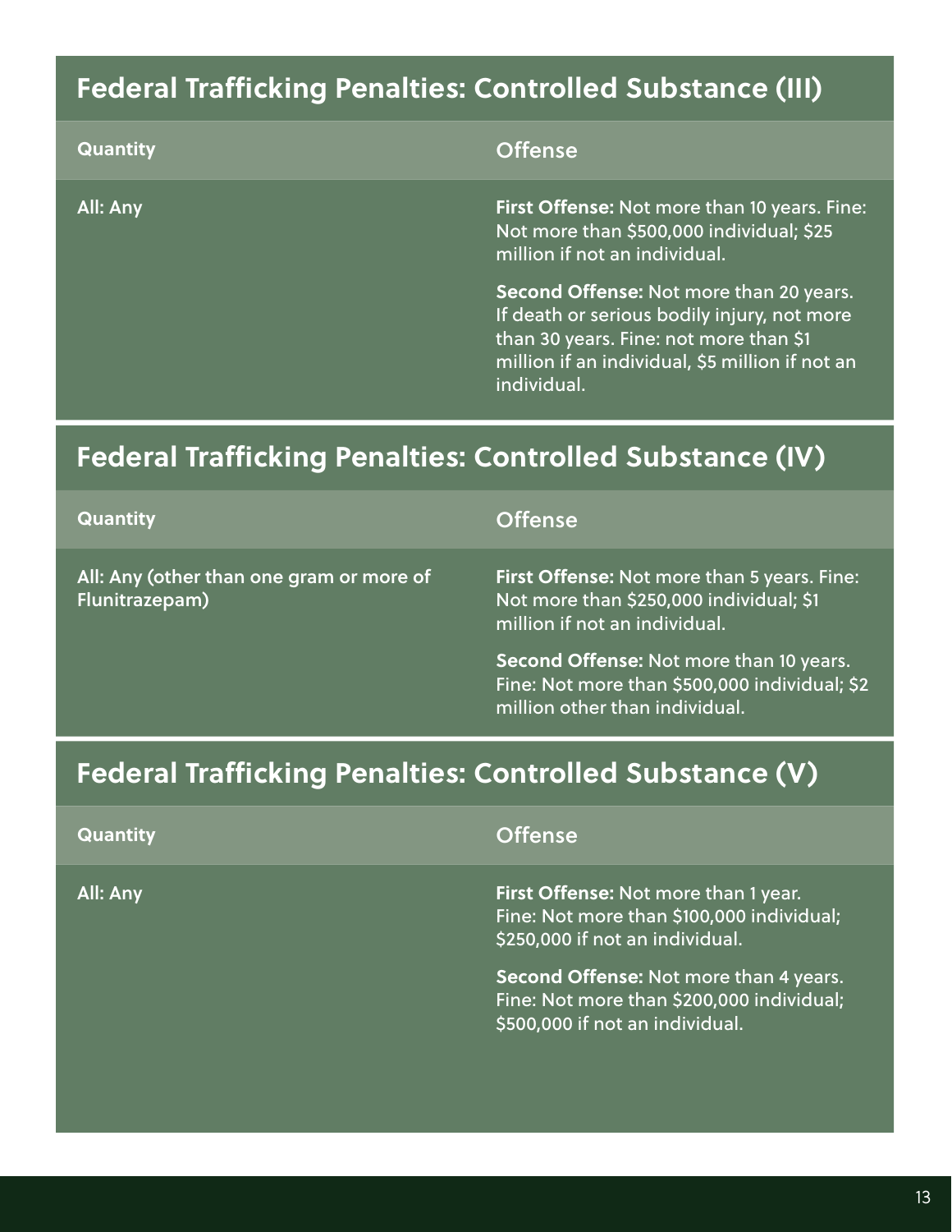## Federal Trafficking Penalties: Controlled Substance (III)

| Quantity | Offense |
| --- | --- |
| All: Any | **First Offense:** Not more than 10 years. Fine: Not more than $500,000 individual; $25 million if not an individual.<br><br>**Second Offense:** Not more than 20 years. If death or serious bodily injury, not more than 30 years. Fine: not more than $1 million if an individual, $5 million if not an individual. |

## Federal Trafficking Penalties: Controlled Substance (IV)

| Quantity | Offense |
| --- | --- |
| All: Any (other than one gram or more of Flunitrazepam) | **First Offense:** Not more than 5 years. Fine: Not more than $250,000 individual; $1 million if not an individual.<br><br>**Second Offense:** Not more than 10 years. Fine: Not more than $500,000 individual; $2 million other than individual. |

## Federal Trafficking Penalties: Controlled Substance (V)

| Quantity | Offense |
| --- | --- |
| All: Any | **First Offense:** Not more than 1 year. Fine: Not more than $100,000 individual; $250,000 if not an individual.<br><br>**Second Offense:** Not more than 4 years. Fine: Not more than $200,000 individual; $500,000 if not an individual. |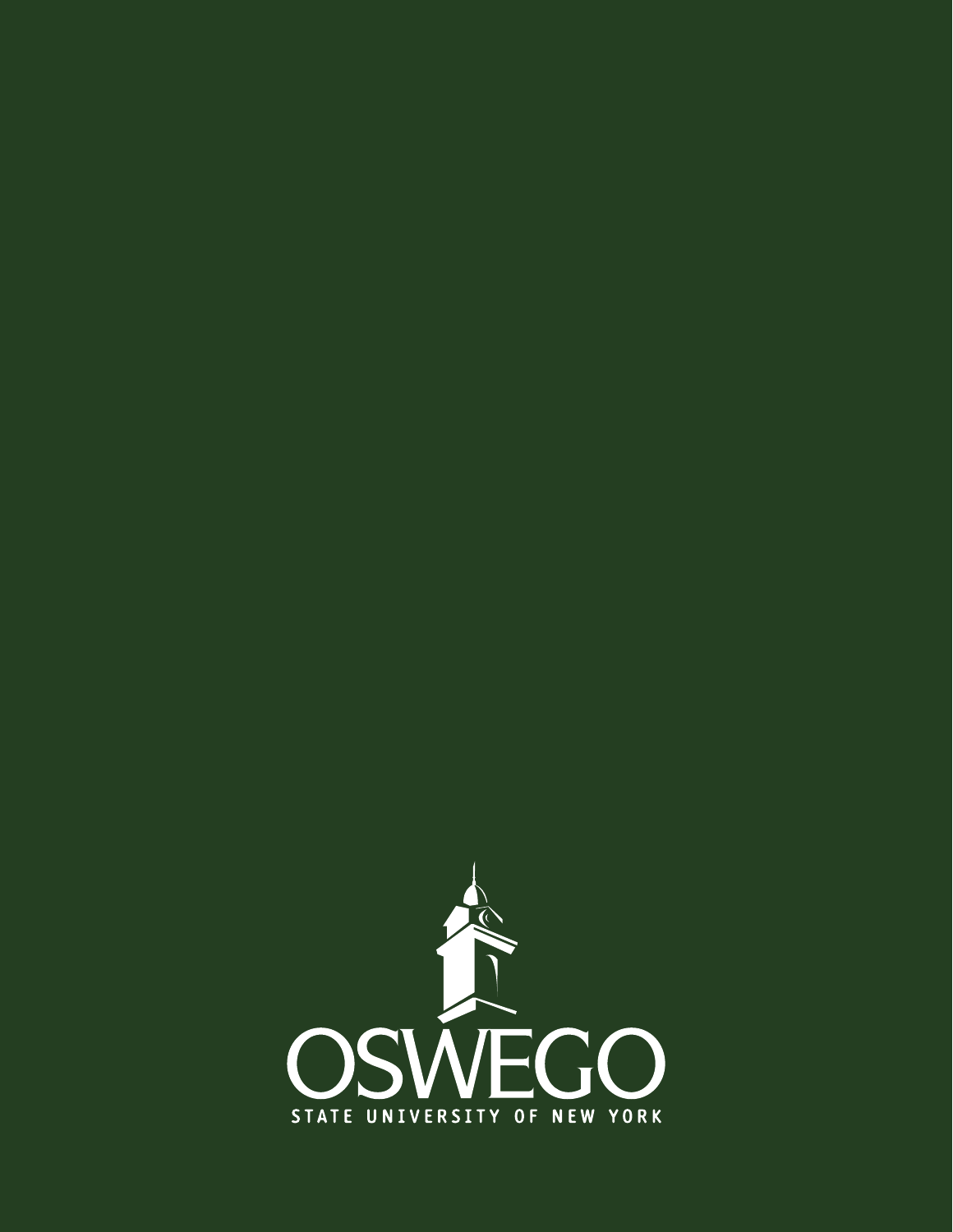OSWEGO

STATE UNIVERSITY OF NEW YORK